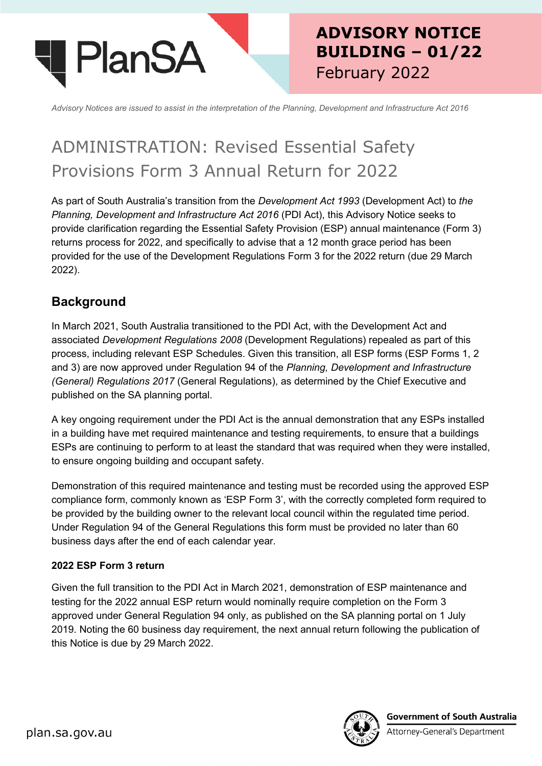# ADVISORY NOTICE BUILDING – 01/22

February 2022

*Advisory Notices are issued to assist in the interpretation of the Planning, Development and Infrastructure Act 2016*

# ADMINISTRATION: Revised Essential Safety Provisions Form 3 Annual Return for 2022

As part of South Australia's transition from the *Development Act 1993* (Development Act) to *the Planning, Development and Infrastructure Act 2016* (PDI Act), this Advisory Notice seeks to provide clarification regarding the Essential Safety Provision (ESP) annual maintenance (Form 3) returns process for 2022, and specifically to advise that a 12 month grace period has been provided for the use of the Development Regulations Form 3 for the 2022 return (due 29 March 2022).

## Background

In March 2021, South Australia transitioned to the PDI Act, with the Development Act and associated *Development Regulations 2008* (Development Regulations) repealed as part of this process, including relevant ESP Schedules. Given this transition, all ESP forms (ESP Forms 1, 2 and 3) are now approved under Regulation 94 of the *Planning, Development and Infrastructure (General) Regulations 2017* (General Regulations), as determined by the Chief Executive and published on the SA planning portal.

A key ongoing requirement under the PDI Act is the annual demonstration that any ESPs installed in a building have met required maintenance and testing requirements, to ensure that a buildings ESPs are continuing to perform to at least the standard that was required when they were installed, to ensure ongoing building and occupant safety.

Demonstration of this required maintenance and testing must be recorded using the approved ESP compliance form, commonly known as 'ESP Form 3', with the correctly completed form required to be provided by the building owner to the relevant local council within the regulated time period. Under Regulation 94 of the General Regulations this form must be provided no later than 60 business days after the end of each calendar year.

### 2022 ESP Form 3 return

Given the full transition to the PDI Act in March 2021, demonstration of ESP maintenance and testing for the 2022 annual ESP return would nominally require completion on the Form 3 approved under General Regulation 94 only, as published on the SA planning portal on 1 July 2019. Noting the 60 business day requirement, the next annual return following the publication of this Notice is due by 29 March 2022.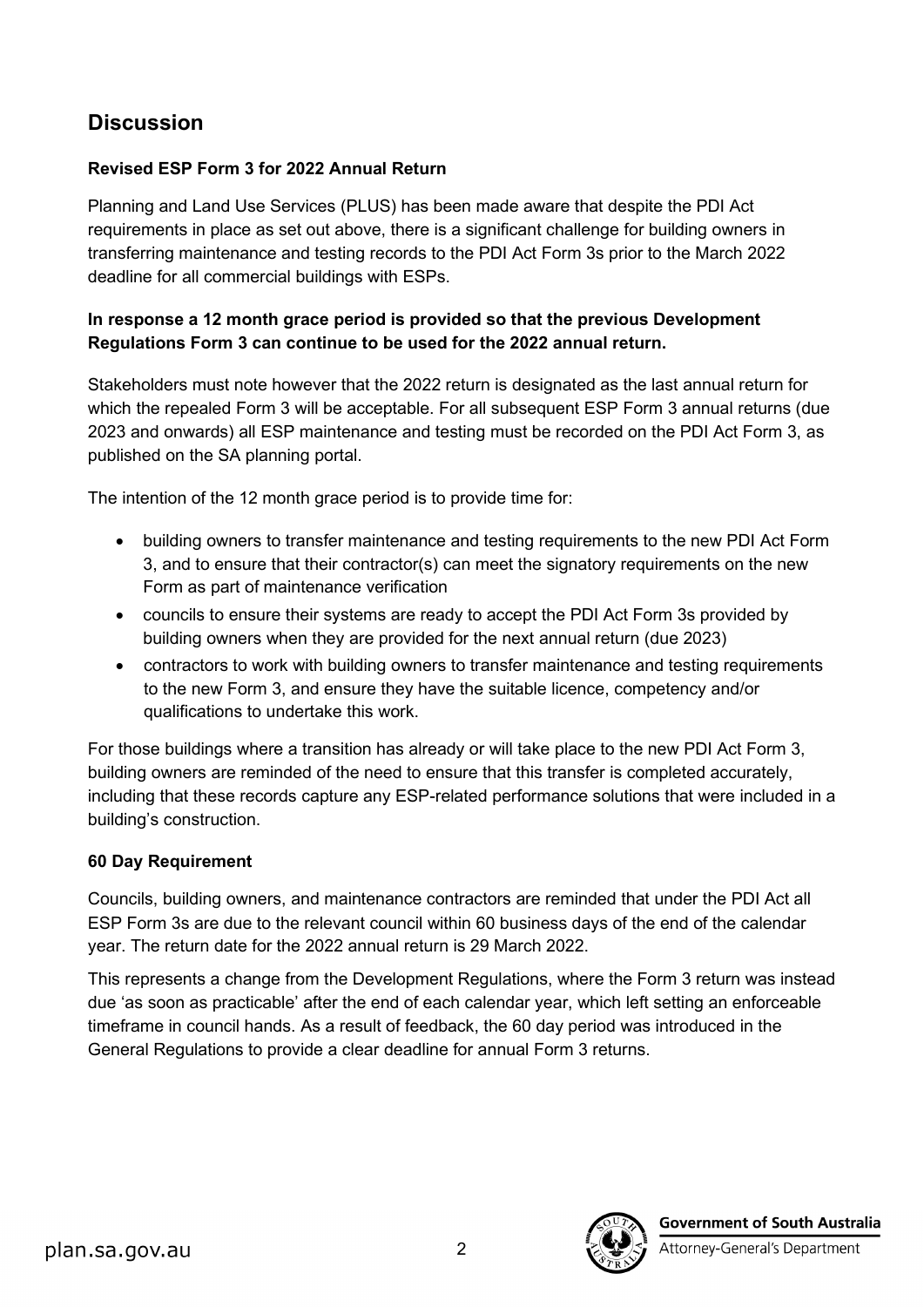## Discussion

**Revised ESP Form 3 for 2022 Annual Return**

Planning and Land Use Services (PLUS) has been made aware that despite the PDI Act requirements in place as set out above, there is a significant challenge for building owners in transferring maintenance and testing records to the PDI Act Form 3s prior to the March 2022 deadline for all commercial buildings with ESPs.

**In response a 12 month grace period is provided so that the previous Development Regulations Form 3 can continue to be used for the 2022 annual return.**

Stakeholders must note however that the 2022 return is designated as the last annual return for which the repealed Form 3 will be acceptable. For all subsequent ESP Form 3 annual returns (due 2023 and onwards) all ESP maintenance and testing must be recorded on the PDI Act Form 3, as published on the SA planning portal.

The intention of the 12 month grace period is to provide time for:

- building owners to transfer maintenance and testing requirements to the new PDI Act Form 3, and to ensure that their contractor(s) can meet the signatory requirements on the new Form as part of maintenance verification
- councils to ensure their systems are ready to accept the PDI Act Form 3s provided by building owners when they are provided for the next annual return (due 2023)
- contractors to work with building owners to transfer maintenance and testing requirements to the new Form 3, and ensure they have the suitable licence, competency and/or qualifications to undertake this work.

For those buildings where a transition has already or will take place to the new PDI Act Form 3, building owners are reminded of the need to ensure that this transfer is completed accurately, including that these records capture any ESP-related performance solutions that were included in a building's construction.

**60 Day Requirement**

Councils, building owners, and maintenance contractors are reminded that under the PDI Act all ESP Form 3s are due to the relevant council within 60 business days of the end of the calendar year. The return date for the 2022 annual return is 29 March 2022.

This represents a change from the Development Regulations, where the Form 3 return was instead due 'as soon as practicable' after the end of each calendar year, which left setting an enforceable timeframe in council hands. As a result of feedback, the 60 day period was introduced in the General Regulations to provide a clear deadline for annual Form 3 returns.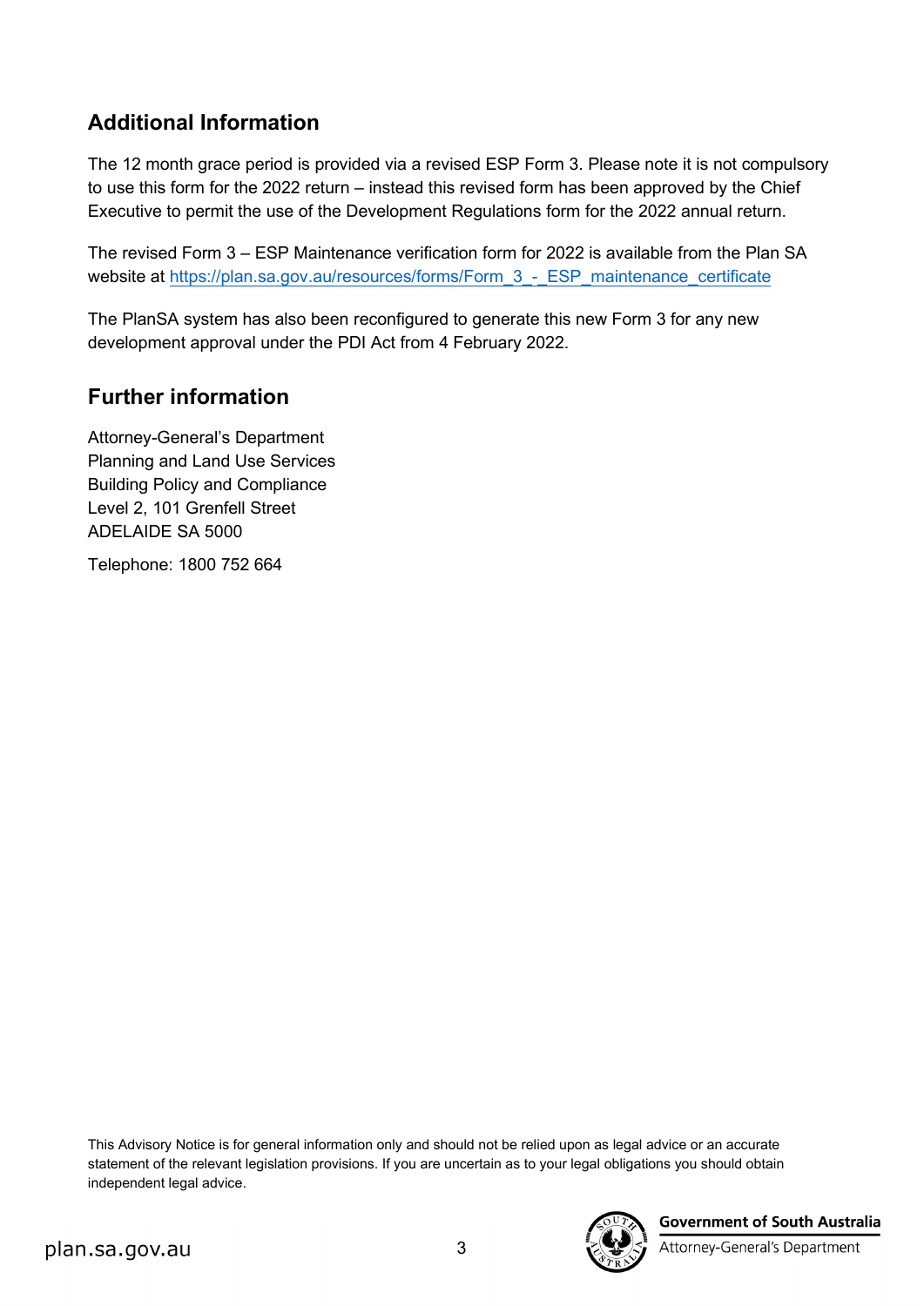## Additional Information

The 12 month grace period is provided via a revised ESP Form 3. Please note it is not compulsory to use this form for the 2022 return – instead this revised form has been approved by the Chief Executive to permit the use of the Development Regulations form for the 2022 annual return.

The revised Form 3 – ESP Maintenance verification form for 2022 is available from the Plan SA website at [https://plan.sa.gov.au/resources/forms/Form_3_-_ESP_maintenance_certificate](https://plan.sa.gov.au/resources/forms/Form_3_-_ESP_maintenance_certificate)

The PlanSA system has also been reconfigured to generate this new Form 3 for any new development approval under the PDI Act from 4 February 2022.

## Further information

Attorney-General's Department
Planning and Land Use Services
Building Policy and Compliance
Level 2, 101 Grenfell Street
ADELAIDE SA 5000

Telephone: 1800 752 664

This Advisory Notice is for general information only and should not be relied upon as legal advice or an accurate statement of the relevant legislation provisions. If you are uncertain as to your legal obligations you should obtain independent legal advice.